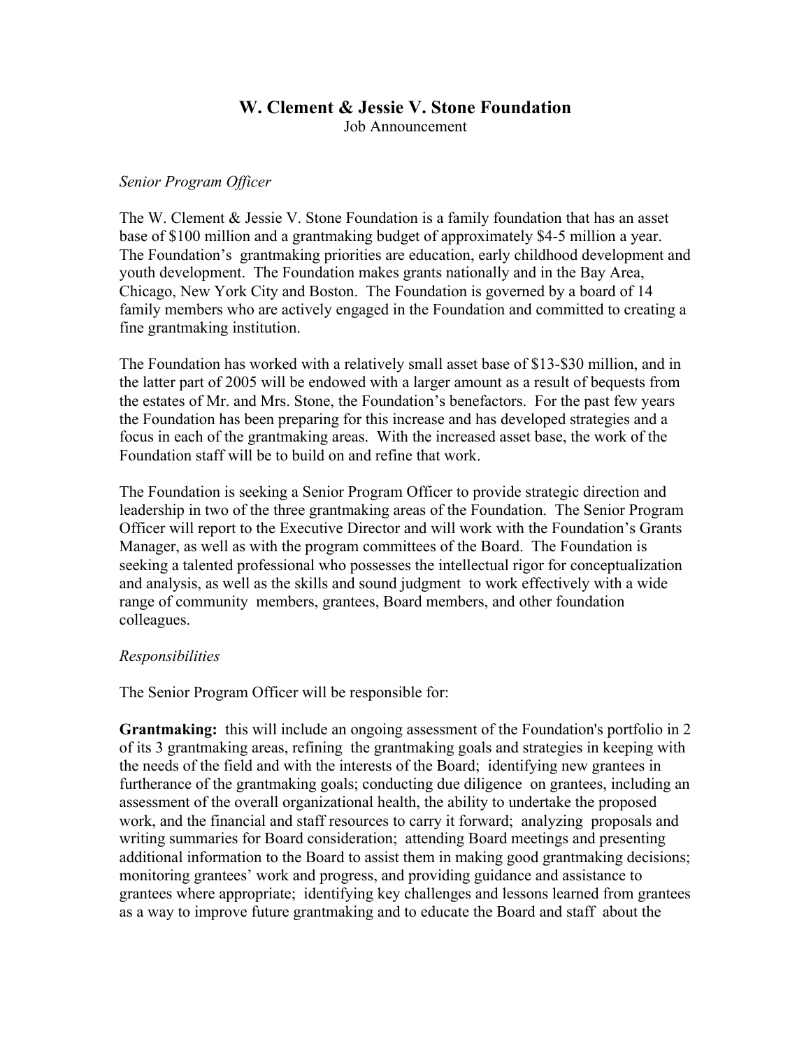# W. Clement & Jessie V. Stone Foundation

Job Announcement

*Senior Program Officer*

The W. Clement & Jessie V. Stone Foundation is a family foundation that has an asset base of $100 million and a grantmaking budget of approximately $4-5 million a year. The Foundation's grantmaking priorities are education, early childhood development and youth development. The Foundation makes grants nationally and in the Bay Area, Chicago, New York City and Boston. The Foundation is governed by a board of 14 family members who are actively engaged in the Foundation and committed to creating a fine grantmaking institution.

The Foundation has worked with a relatively small asset base of $13-$30 million, and in the latter part of 2005 will be endowed with a larger amount as a result of bequests from the estates of Mr. and Mrs. Stone, the Foundation's benefactors. For the past few years the Foundation has been preparing for this increase and has developed strategies and a focus in each of the grantmaking areas. With the increased asset base, the work of the Foundation staff will be to build on and refine that work.

The Foundation is seeking a Senior Program Officer to provide strategic direction and leadership in two of the three grantmaking areas of the Foundation. The Senior Program Officer will report to the Executive Director and will work with the Foundation's Grants Manager, as well as with the program committees of the Board. The Foundation is seeking a talented professional who possesses the intellectual rigor for conceptualization and analysis, as well as the skills and sound judgment to work effectively with a wide range of community members, grantees, Board members, and other foundation colleagues.

*Responsibilities*

The Senior Program Officer will be responsible for:

**Grantmaking:** this will include an ongoing assessment of the Foundation's portfolio in 2 of its 3 grantmaking areas, refining the grantmaking goals and strategies in keeping with the needs of the field and with the interests of the Board; identifying new grantees in furtherance of the grantmaking goals; conducting due diligence on grantees, including an assessment of the overall organizational health, the ability to undertake the proposed work, and the financial and staff resources to carry it forward; analyzing proposals and writing summaries for Board consideration; attending Board meetings and presenting additional information to the Board to assist them in making good grantmaking decisions; monitoring grantees' work and progress, and providing guidance and assistance to grantees where appropriate; identifying key challenges and lessons learned from grantees as a way to improve future grantmaking and to educate the Board and staff about the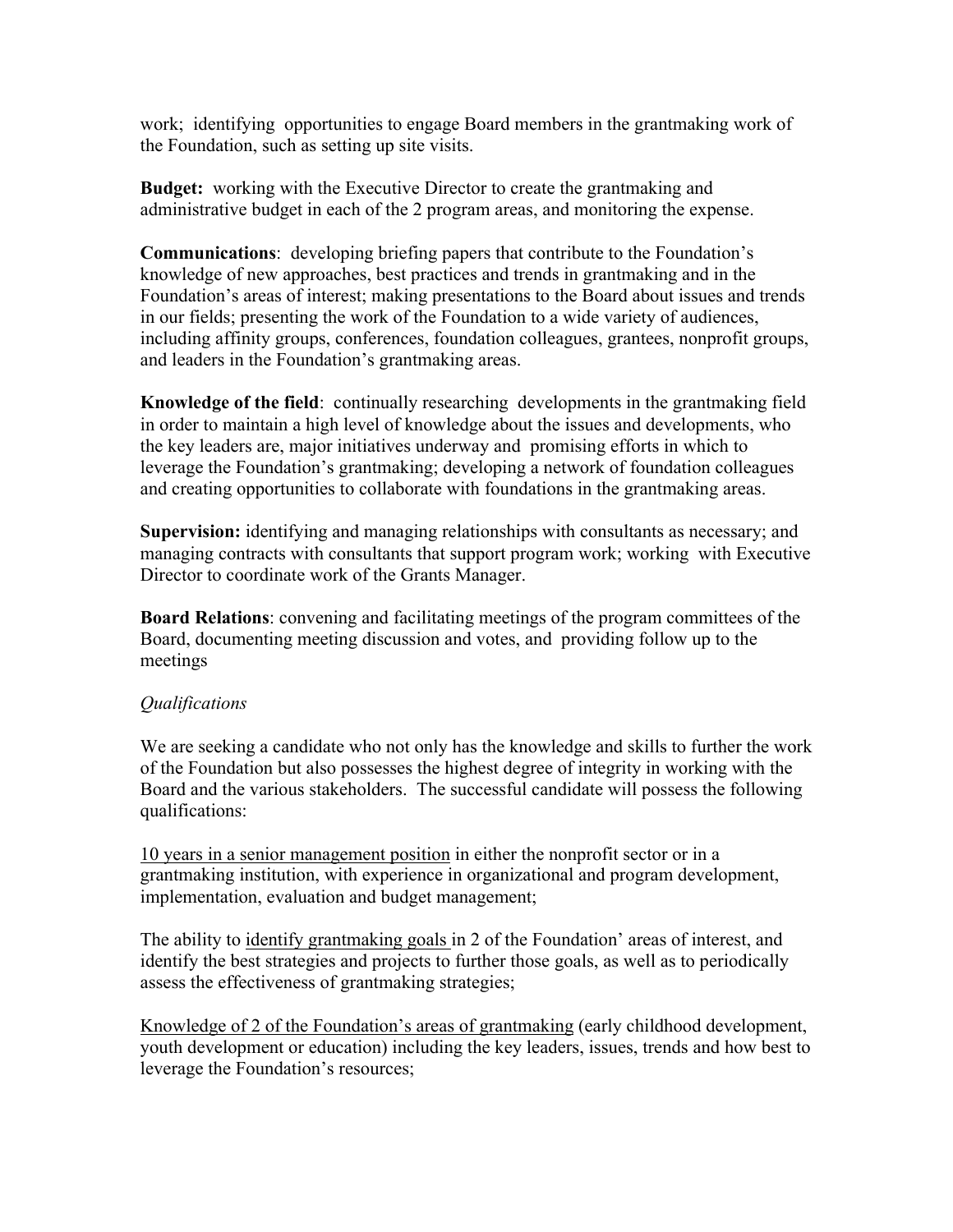work; identifying opportunities to engage Board members in the grantmaking work of the Foundation, such as setting up site visits.

**Budget:** working with the Executive Director to create the grantmaking and administrative budget in each of the 2 program areas, and monitoring the expense.

**Communications**: developing briefing papers that contribute to the Foundation's knowledge of new approaches, best practices and trends in grantmaking and in the Foundation's areas of interest; making presentations to the Board about issues and trends in our fields; presenting the work of the Foundation to a wide variety of audiences, including affinity groups, conferences, foundation colleagues, grantees, nonprofit groups, and leaders in the Foundation's grantmaking areas.

**Knowledge of the field**: continually researching developments in the grantmaking field in order to maintain a high level of knowledge about the issues and developments, who the key leaders are, major initiatives underway and promising efforts in which to leverage the Foundation's grantmaking; developing a network of foundation colleagues and creating opportunities to collaborate with foundations in the grantmaking areas.

**Supervision:** identifying and managing relationships with consultants as necessary; and managing contracts with consultants that support program work; working with Executive Director to coordinate work of the Grants Manager.

**Board Relations**: convening and facilitating meetings of the program committees of the Board, documenting meeting discussion and votes, and providing follow up to the meetings

*Qualifications*

We are seeking a candidate who not only has the knowledge and skills to further the work of the Foundation but also possesses the highest degree of integrity in working with the Board and the various stakeholders. The successful candidate will possess the following qualifications:

10 years in a senior management position in either the nonprofit sector or in a grantmaking institution, with experience in organizational and program development, implementation, evaluation and budget management;

The ability to identify grantmaking goals in 2 of the Foundation' areas of interest, and identify the best strategies and projects to further those goals, as well as to periodically assess the effectiveness of grantmaking strategies;

Knowledge of 2 of the Foundation's areas of grantmaking (early childhood development, youth development or education) including the key leaders, issues, trends and how best to leverage the Foundation's resources;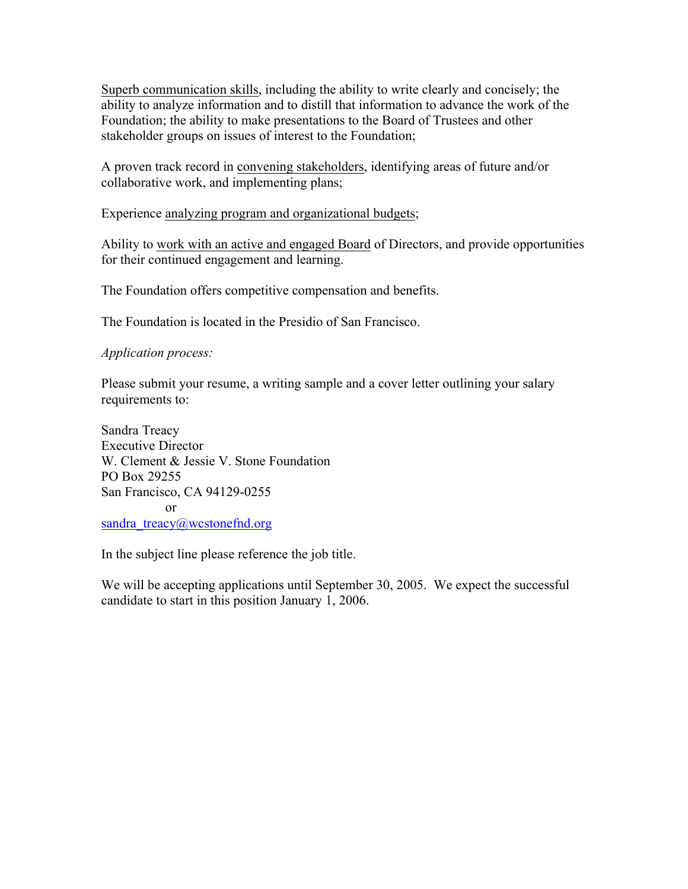Superb communication skills, including the ability to write clearly and concisely; the ability to analyze information and to distill that information to advance the work of the Foundation; the ability to make presentations to the Board of Trustees and other stakeholder groups on issues of interest to the Foundation;

A proven track record in convening stakeholders, identifying areas of future and/or collaborative work, and implementing plans;

Experience analyzing program and organizational budgets;

Ability to work with an active and engaged Board of Directors, and provide opportunities for their continued engagement and learning.

The Foundation offers competitive compensation and benefits.

The Foundation is located in the Presidio of San Francisco.

*Application process:*

Please submit your resume, a writing sample and a cover letter outlining your salary requirements to:

Sandra Treacy  
Executive Director  
W. Clement & Jessie V. Stone Foundation  
PO Box 29255  
San Francisco, CA 94129-0255  
or  
sandra_treacy@wcstonefnd.org

In the subject line please reference the job title.

We will be accepting applications until September 30, 2005. We expect the successful candidate to start in this position January 1, 2006.